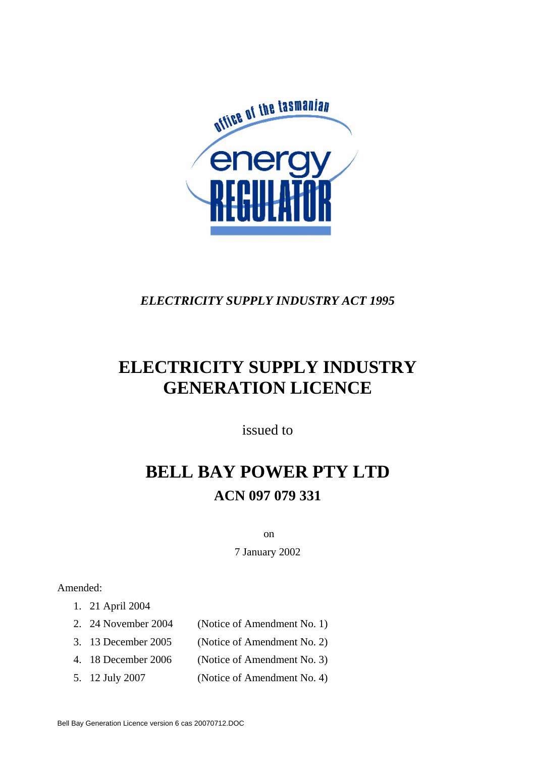office of the tasmanian energy REGULATOR

*ELECTRICITY SUPPLY INDUSTRY ACT 1995*

# ELECTRICITY SUPPLY INDUSTRY GENERATION LICENCE

issued to

# BELL BAY POWER PTY LTD

## ACN 097 079 331

on

7 January 2002

Amended:

1. 21 April 2004
2. 24 November 2004 (Notice of Amendment No. 1)
3. 13 December 2005 (Notice of Amendment No. 2)
4. 18 December 2006 (Notice of Amendment No. 3)
5. 12 July 2007 (Notice of Amendment No. 4)

Bell Bay Generation Licence version 6 cas 20070712.DOC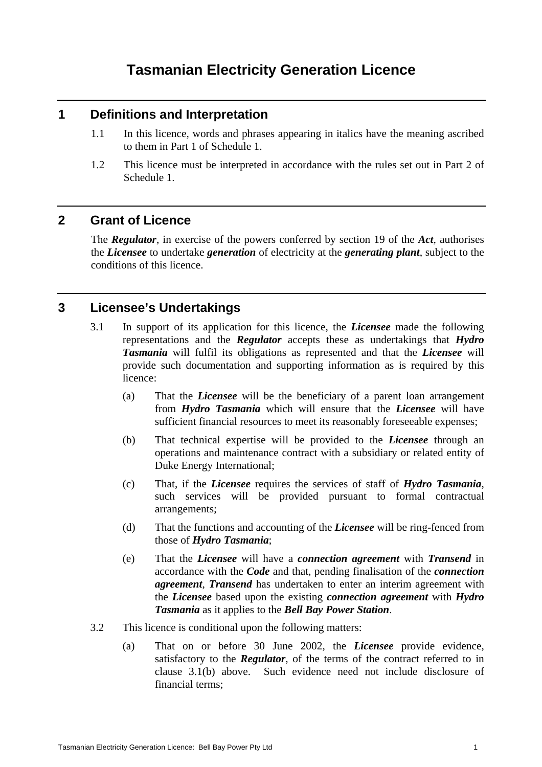# Tasmanian Electricity Generation Licence

## 1 Definitions and Interpretation

1.1 In this licence, words and phrases appearing in italics have the meaning ascribed to them in Part 1 of Schedule 1.

1.2 This licence must be interpreted in accordance with the rules set out in Part 2 of Schedule 1.

## 2 Grant of Licence

The ***Regulator***, in exercise of the powers conferred by section 19 of the ***Act***, authorises the ***Licensee*** to undertake ***generation*** of electricity at the ***generating plant***, subject to the conditions of this licence.

## 3 Licensee's Undertakings

3.1 In support of its application for this licence, the ***Licensee*** made the following representations and the ***Regulator*** accepts these as undertakings that ***Hydro Tasmania*** will fulfil its obligations as represented and that the ***Licensee*** will provide such documentation and supporting information as is required by this licence:

(a) That the ***Licensee*** will be the beneficiary of a parent loan arrangement from ***Hydro Tasmania*** which will ensure that the ***Licensee*** will have sufficient financial resources to meet its reasonably foreseeable expenses;

(b) That technical expertise will be provided to the ***Licensee*** through an operations and maintenance contract with a subsidiary or related entity of Duke Energy International;

(c) That, if the ***Licensee*** requires the services of staff of ***Hydro Tasmania***, such services will be provided pursuant to formal contractual arrangements;

(d) That the functions and accounting of the ***Licensee*** will be ring-fenced from those of ***Hydro Tasmania***;

(e) That the ***Licensee*** will have a ***connection agreement*** with ***Transend*** in accordance with the ***Code*** and that, pending finalisation of the ***connection agreement***, ***Transend*** has undertaken to enter an interim agreement with the ***Licensee*** based upon the existing ***connection agreement*** with ***Hydro Tasmania*** as it applies to the ***Bell Bay Power Station***.

3.2 This licence is conditional upon the following matters:

(a) That on or before 30 June 2002, the ***Licensee*** provide evidence, satisfactory to the ***Regulator***, of the terms of the contract referred to in clause 3.1(b) above. Such evidence need not include disclosure of financial terms;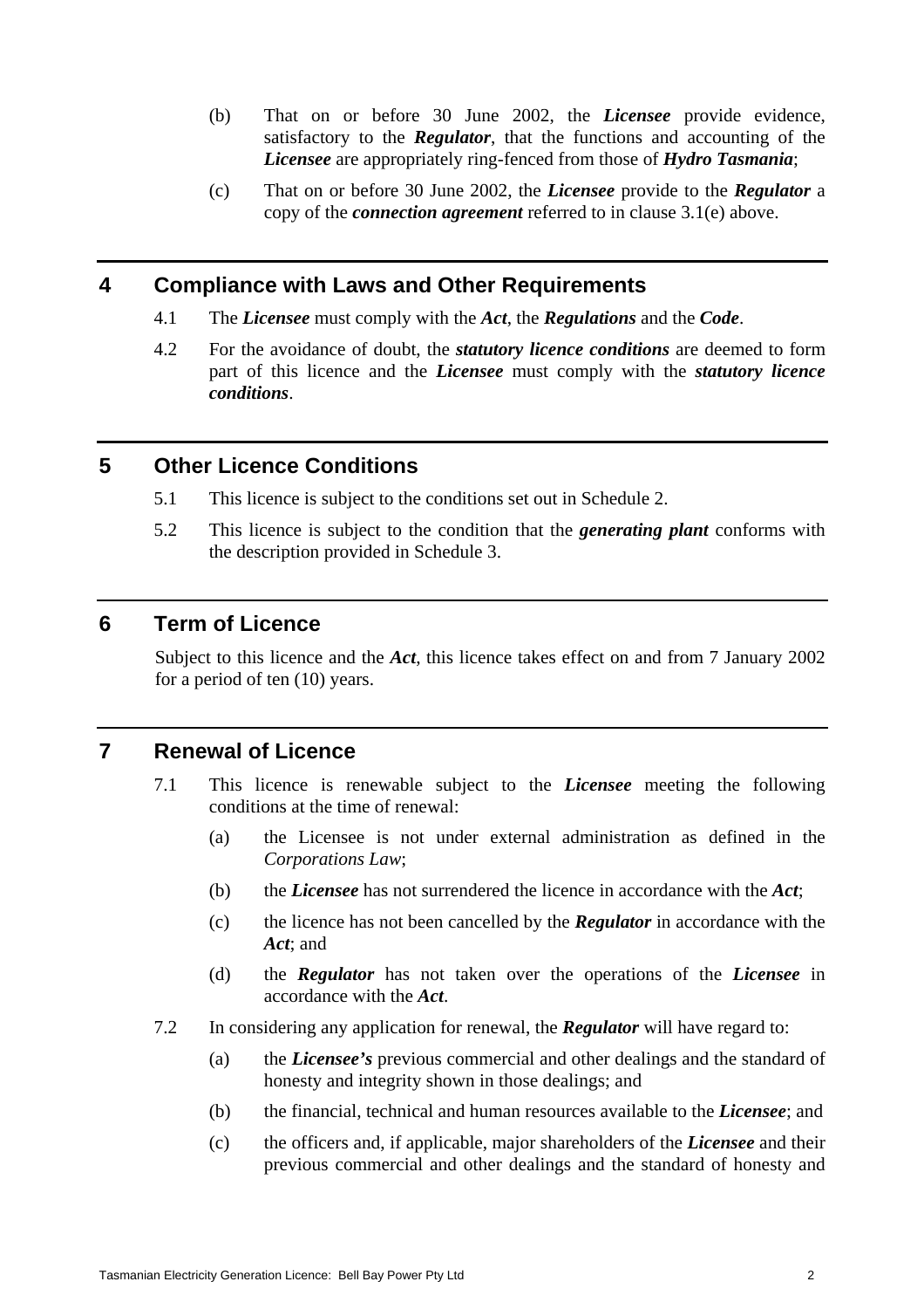(b) That on or before 30 June 2002, the ***Licensee*** provide evidence, satisfactory to the ***Regulator***, that the functions and accounting of the ***Licensee*** are appropriately ring-fenced from those of ***Hydro Tasmania***;

(c) That on or before 30 June 2002, the ***Licensee*** provide to the ***Regulator*** a copy of the ***connection agreement*** referred to in clause 3.1(e) above.

## 4 Compliance with Laws and Other Requirements

4.1 The ***Licensee*** must comply with the ***Act***, the ***Regulations*** and the ***Code***.

4.2 For the avoidance of doubt, the ***statutory licence conditions*** are deemed to form part of this licence and the ***Licensee*** must comply with the ***statutory licence conditions***.

## 5 Other Licence Conditions

5.1 This licence is subject to the conditions set out in Schedule 2.

5.2 This licence is subject to the condition that the ***generating plant*** conforms with the description provided in Schedule 3.

## 6 Term of Licence

Subject to this licence and the ***Act***, this licence takes effect on and from 7 January 2002 for a period of ten (10) years.

## 7 Renewal of Licence

7.1 This licence is renewable subject to the ***Licensee*** meeting the following conditions at the time of renewal:

(a) the Licensee is not under external administration as defined in the *Corporations Law*;

(b) the ***Licensee*** has not surrendered the licence in accordance with the ***Act***;

(c) the licence has not been cancelled by the ***Regulator*** in accordance with the ***Act***; and

(d) the ***Regulator*** has not taken over the operations of the ***Licensee*** in accordance with the ***Act***.

7.2 In considering any application for renewal, the ***Regulator*** will have regard to:

(a) the ***Licensee's*** previous commercial and other dealings and the standard of honesty and integrity shown in those dealings; and

(b) the financial, technical and human resources available to the ***Licensee***; and

(c) the officers and, if applicable, major shareholders of the ***Licensee*** and their previous commercial and other dealings and the standard of honesty and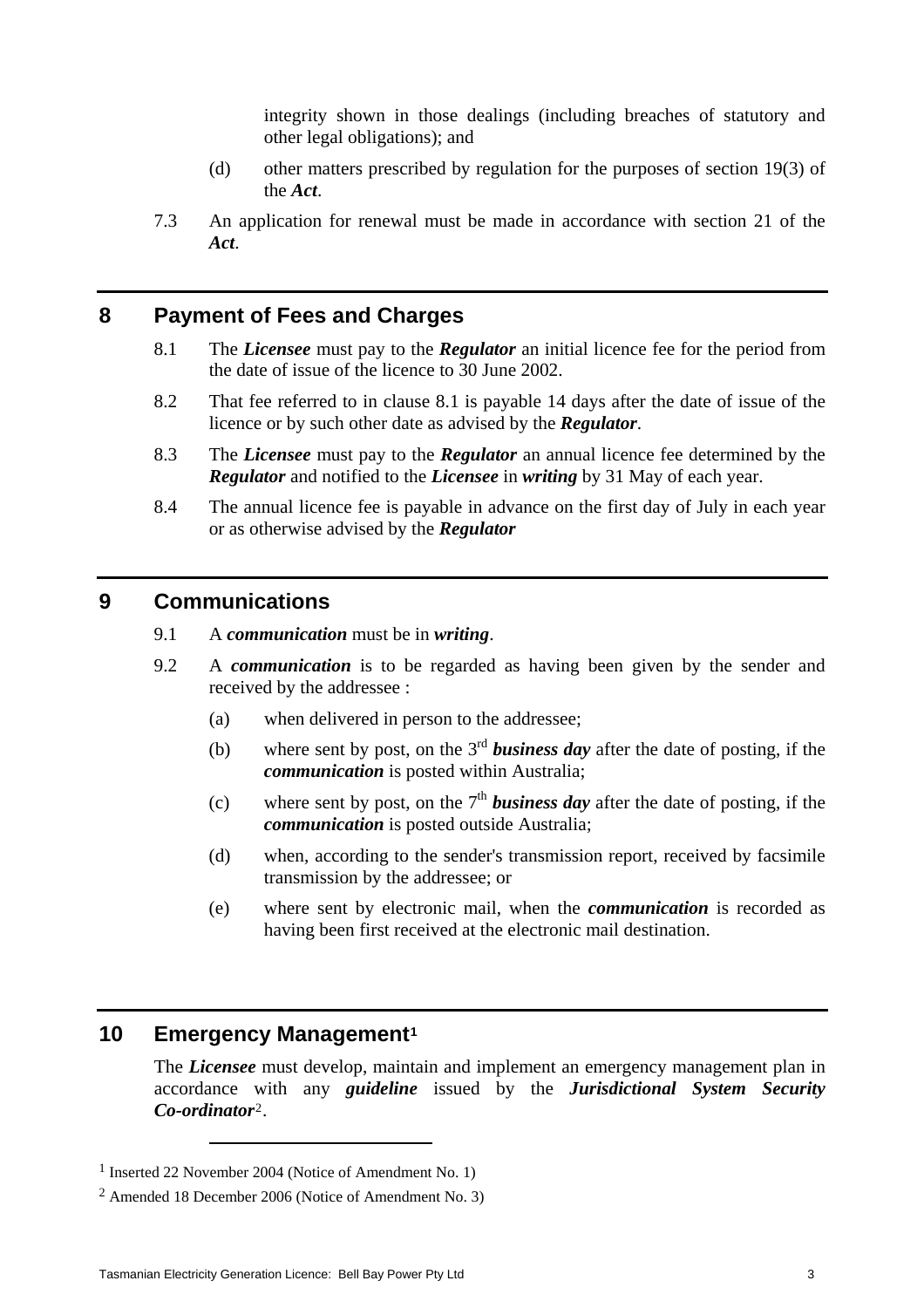integrity shown in those dealings (including breaches of statutory and other legal obligations); and

(d) other matters prescribed by regulation for the purposes of section 19(3) of the ***Act***.

7.3 An application for renewal must be made in accordance with section 21 of the ***Act***.

## 8 Payment of Fees and Charges

8.1 The ***Licensee*** must pay to the ***Regulator*** an initial licence fee for the period from the date of issue of the licence to 30 June 2002.

8.2 That fee referred to in clause 8.1 is payable 14 days after the date of issue of the licence or by such other date as advised by the ***Regulator***.

8.3 The ***Licensee*** must pay to the ***Regulator*** an annual licence fee determined by the ***Regulator*** and notified to the ***Licensee*** in ***writing*** by 31 May of each year.

8.4 The annual licence fee is payable in advance on the first day of July in each year or as otherwise advised by the ***Regulator***

## 9 Communications

9.1 A ***communication*** must be in ***writing***.

9.2 A ***communication*** is to be regarded as having been given by the sender and received by the addressee :

(a) when delivered in person to the addressee;

(b) where sent by post, on the 3rd ***business day*** after the date of posting, if the ***communication*** is posted within Australia;

(c) where sent by post, on the 7th ***business day*** after the date of posting, if the ***communication*** is posted outside Australia;

(d) when, according to the sender's transmission report, received by facsimile transmission by the addressee; or

(e) where sent by electronic mail, when the ***communication*** is recorded as having been first received at the electronic mail destination.

## 10 Emergency Management[1]

The ***Licensee*** must develop, maintain and implement an emergency management plan in accordance with any ***guideline*** issued by the ***Jurisdictional System Security Co-ordinator***[2].

---

[1] Inserted 22 November 2004 (Notice of Amendment No. 1)

[2] Amended 18 December 2006 (Notice of Amendment No. 3)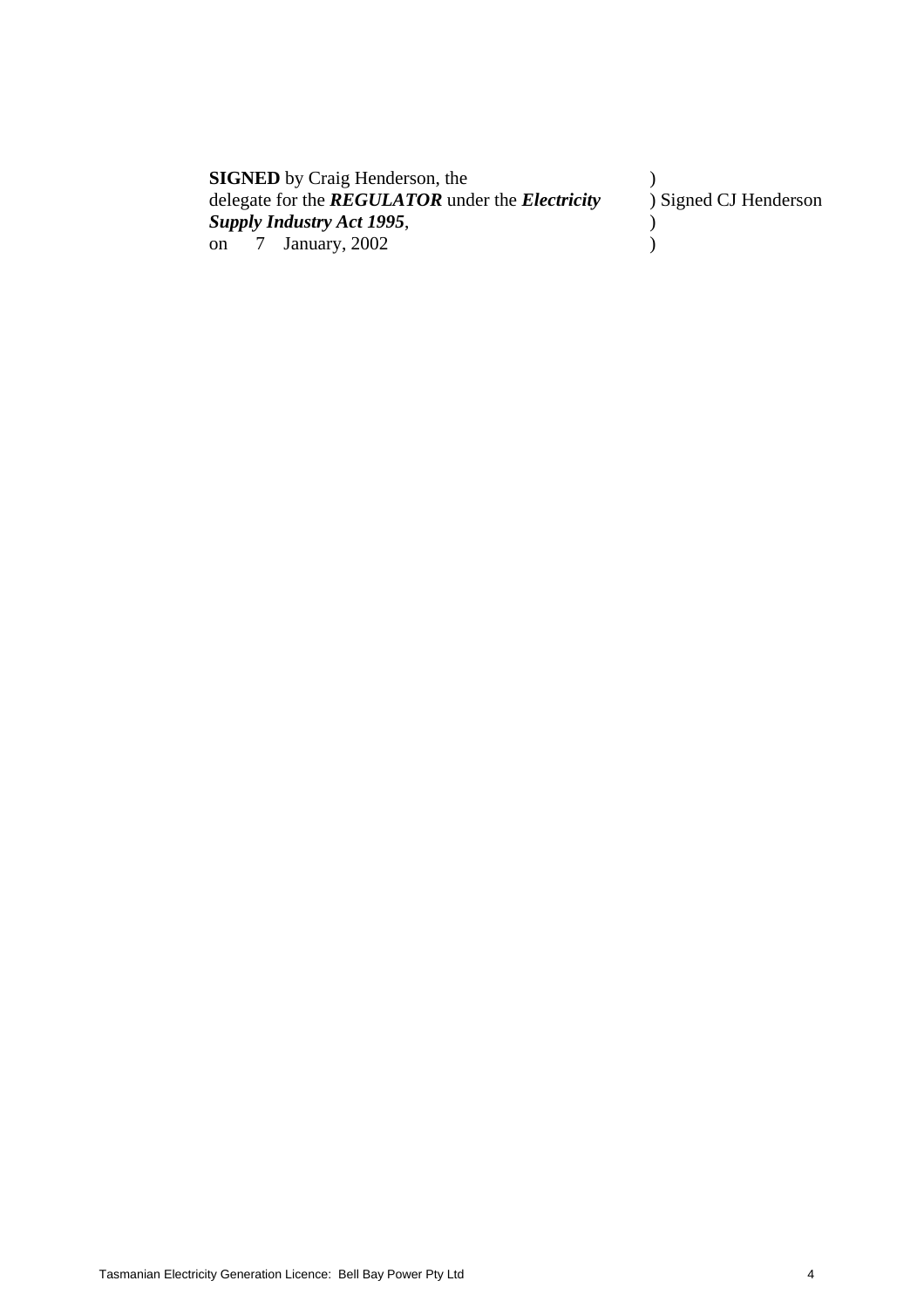| | |
|---|---|
| **SIGNED** by Craig Henderson, the | ) |
| delegate for the ***REGULATOR*** under the ***Electricity*** | ) Signed CJ Henderson |
| ***Supply Industry Act 1995***, | ) |
| on 7 January, 2002 | ) |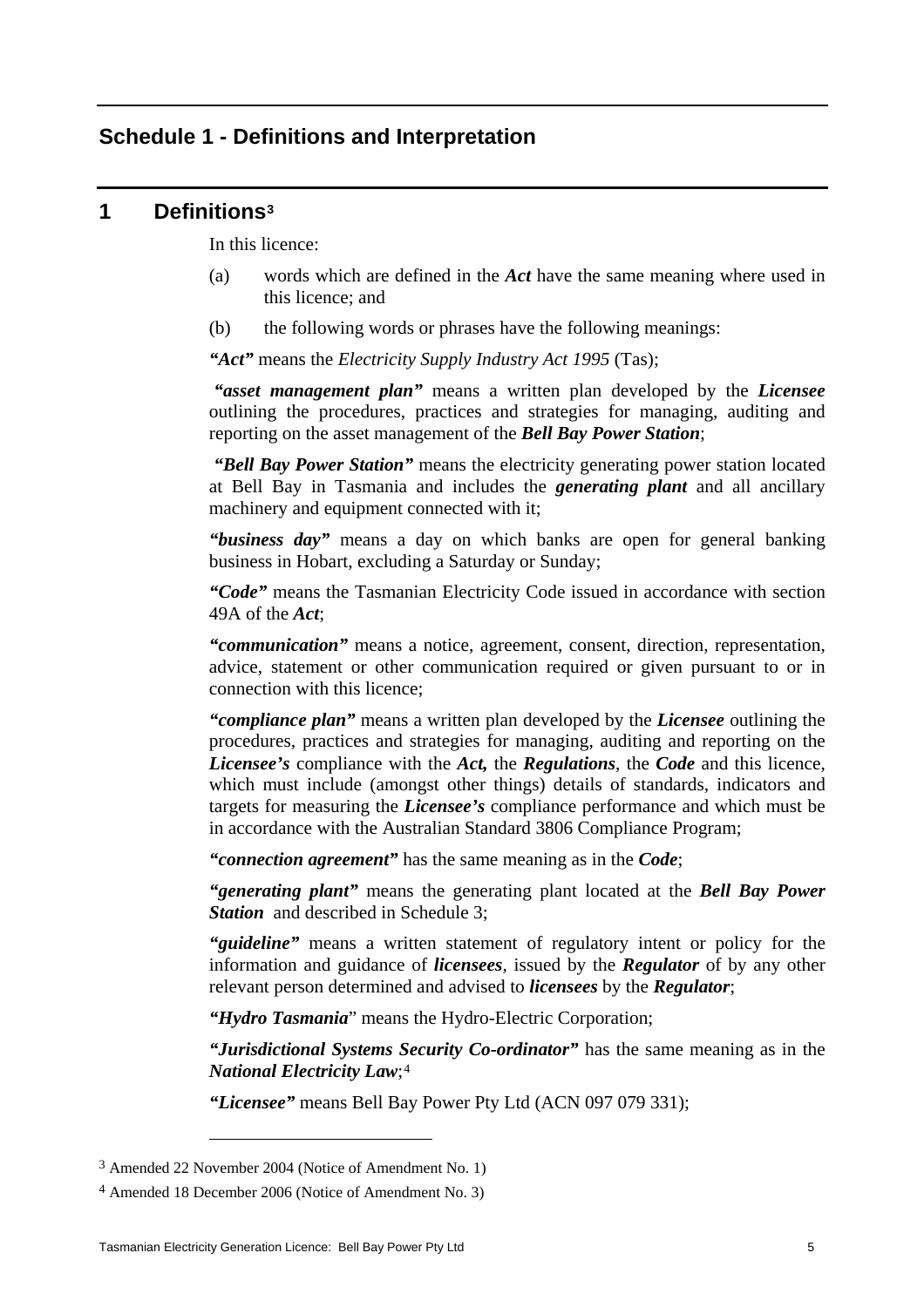## Schedule 1 - Definitions and Interpretation

## 1 Definitions[3]

In this licence:

(a) words which are defined in the ***Act*** have the same meaning where used in this licence; and

(b) the following words or phrases have the following meanings:

***"Act"*** means the *Electricity Supply Industry Act 1995* (Tas);

***"asset management plan"*** means a written plan developed by the ***Licensee*** outlining the procedures, practices and strategies for managing, auditing and reporting on the asset management of the ***Bell Bay Power Station***;

***"Bell Bay Power Station"*** means the electricity generating power station located at Bell Bay in Tasmania and includes the ***generating plant*** and all ancillary machinery and equipment connected with it;

***"business day"*** means a day on which banks are open for general banking business in Hobart, excluding a Saturday or Sunday;

***"Code"*** means the Tasmanian Electricity Code issued in accordance with section 49A of the ***Act***;

***"communication"*** means a notice, agreement, consent, direction, representation, advice, statement or other communication required or given pursuant to or in connection with this licence;

***"compliance plan"*** means a written plan developed by the ***Licensee*** outlining the procedures, practices and strategies for managing, auditing and reporting on the ***Licensee's*** compliance with the ***Act,*** the ***Regulations***, the ***Code*** and this licence, which must include (amongst other things) details of standards, indicators and targets for measuring the ***Licensee's*** compliance performance and which must be in accordance with the Australian Standard 3806 Compliance Program;

***"connection agreement"*** has the same meaning as in the ***Code***;

***"generating plant"*** means the generating plant located at the ***Bell Bay Power Station*** and described in Schedule 3;

***"guideline"*** means a written statement of regulatory intent or policy for the information and guidance of ***licensees***, issued by the ***Regulator*** of by any other relevant person determined and advised to ***licensees*** by the ***Regulator***;

***"Hydro Tasmania***" means the Hydro-Electric Corporation;

***"Jurisdictional Systems Security Co-ordinator"*** has the same meaning as in the ***National Electricity Law***;[4]

***"Licensee"*** means Bell Bay Power Pty Ltd (ACN 097 079 331);

---

[3] Amended 22 November 2004 (Notice of Amendment No. 1)

[4] Amended 18 December 2006 (Notice of Amendment No. 3)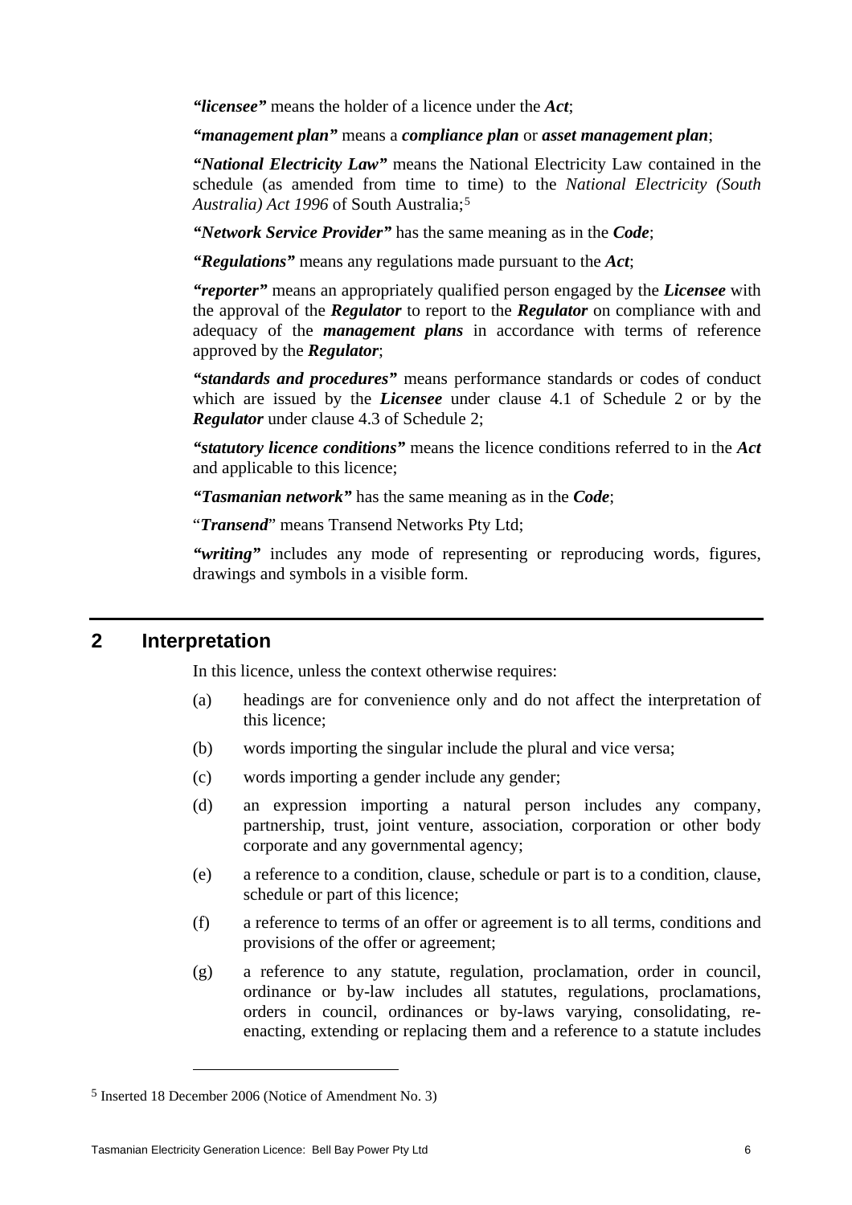***"licensee"*** means the holder of a licence under the ***Act***;

***"management plan"*** means a ***compliance plan*** or ***asset management plan***;

***"National Electricity Law"*** means the National Electricity Law contained in the schedule (as amended from time to time) to the *National Electricity (South Australia) Act 1996* of South Australia;[5]

***"Network Service Provider"*** has the same meaning as in the ***Code***;

***"Regulations"*** means any regulations made pursuant to the ***Act***;

***"reporter"*** means an appropriately qualified person engaged by the ***Licensee*** with the approval of the ***Regulator*** to report to the ***Regulator*** on compliance with and adequacy of the ***management plans*** in accordance with terms of reference approved by the ***Regulator***;

***"standards and procedures"*** means performance standards or codes of conduct which are issued by the ***Licensee*** under clause 4.1 of Schedule 2 or by the ***Regulator*** under clause 4.3 of Schedule 2;

***"statutory licence conditions"*** means the licence conditions referred to in the ***Act*** and applicable to this licence;

***"Tasmanian network"*** has the same meaning as in the ***Code***;

"***Transend***" means Transend Networks Pty Ltd;

***"writing"*** includes any mode of representing or reproducing words, figures, drawings and symbols in a visible form.

## 2 Interpretation

In this licence, unless the context otherwise requires:

(a) headings are for convenience only and do not affect the interpretation of this licence;

(b) words importing the singular include the plural and vice versa;

(c) words importing a gender include any gender;

(d) an expression importing a natural person includes any company, partnership, trust, joint venture, association, corporation or other body corporate and any governmental agency;

(e) a reference to a condition, clause, schedule or part is to a condition, clause, schedule or part of this licence;

(f) a reference to terms of an offer or agreement is to all terms, conditions and provisions of the offer or agreement;

(g) a reference to any statute, regulation, proclamation, order in council, ordinance or by-law includes all statutes, regulations, proclamations, orders in council, ordinances or by-laws varying, consolidating, re-enacting, extending or replacing them and a reference to a statute includes

---

[5] Inserted 18 December 2006 (Notice of Amendment No. 3)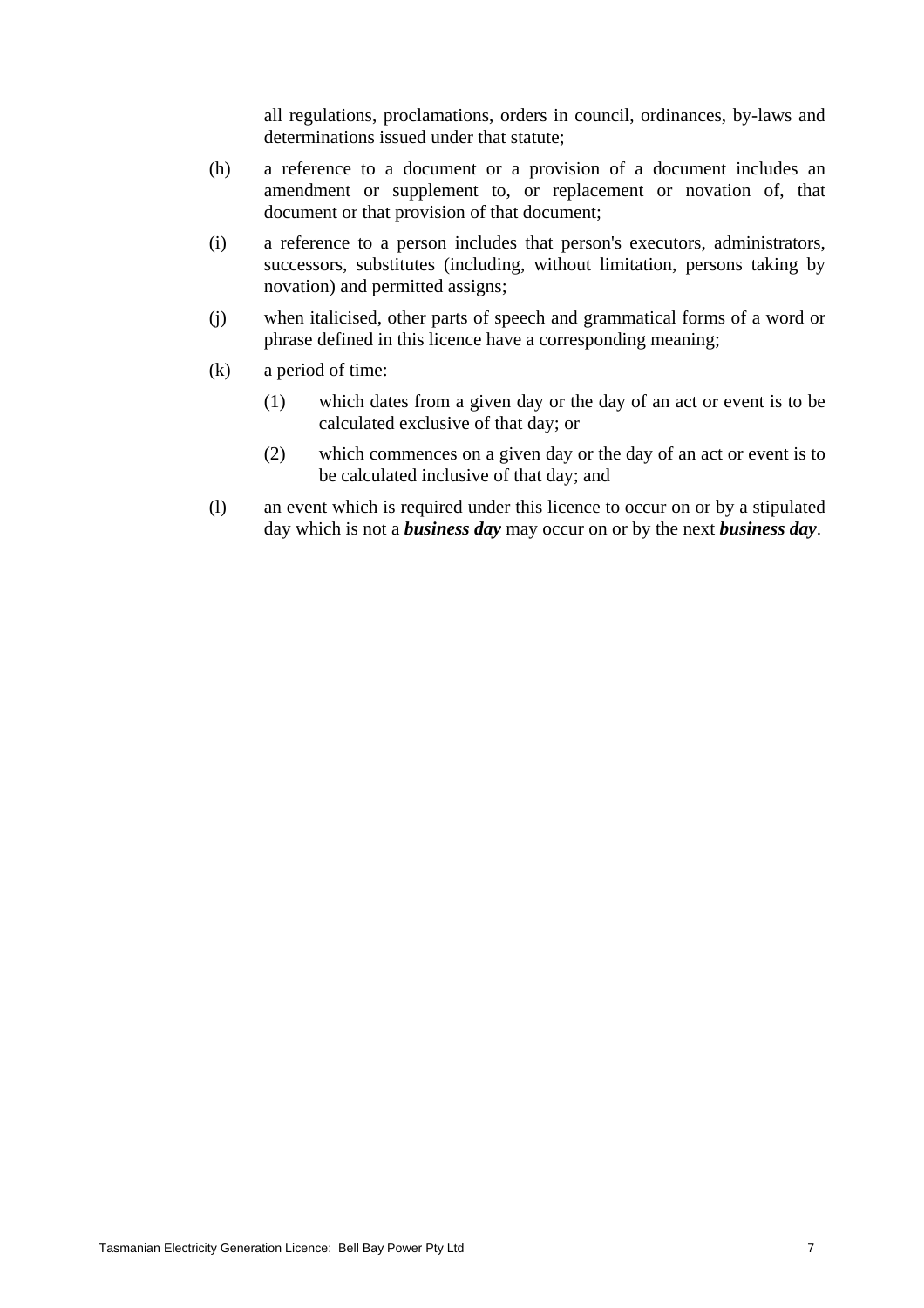all regulations, proclamations, orders in council, ordinances, by-laws and determinations issued under that statute;

(h) a reference to a document or a provision of a document includes an amendment or supplement to, or replacement or novation of, that document or that provision of that document;

(i) a reference to a person includes that person's executors, administrators, successors, substitutes (including, without limitation, persons taking by novation) and permitted assigns;

(j) when italicised, other parts of speech and grammatical forms of a word or phrase defined in this licence have a corresponding meaning;

(k) a period of time:

   (1) which dates from a given day or the day of an act or event is to be calculated exclusive of that day; or

   (2) which commences on a given day or the day of an act or event is to be calculated inclusive of that day; and

(l) an event which is required under this licence to occur on or by a stipulated day which is not a ***business day*** may occur on or by the next ***business day***.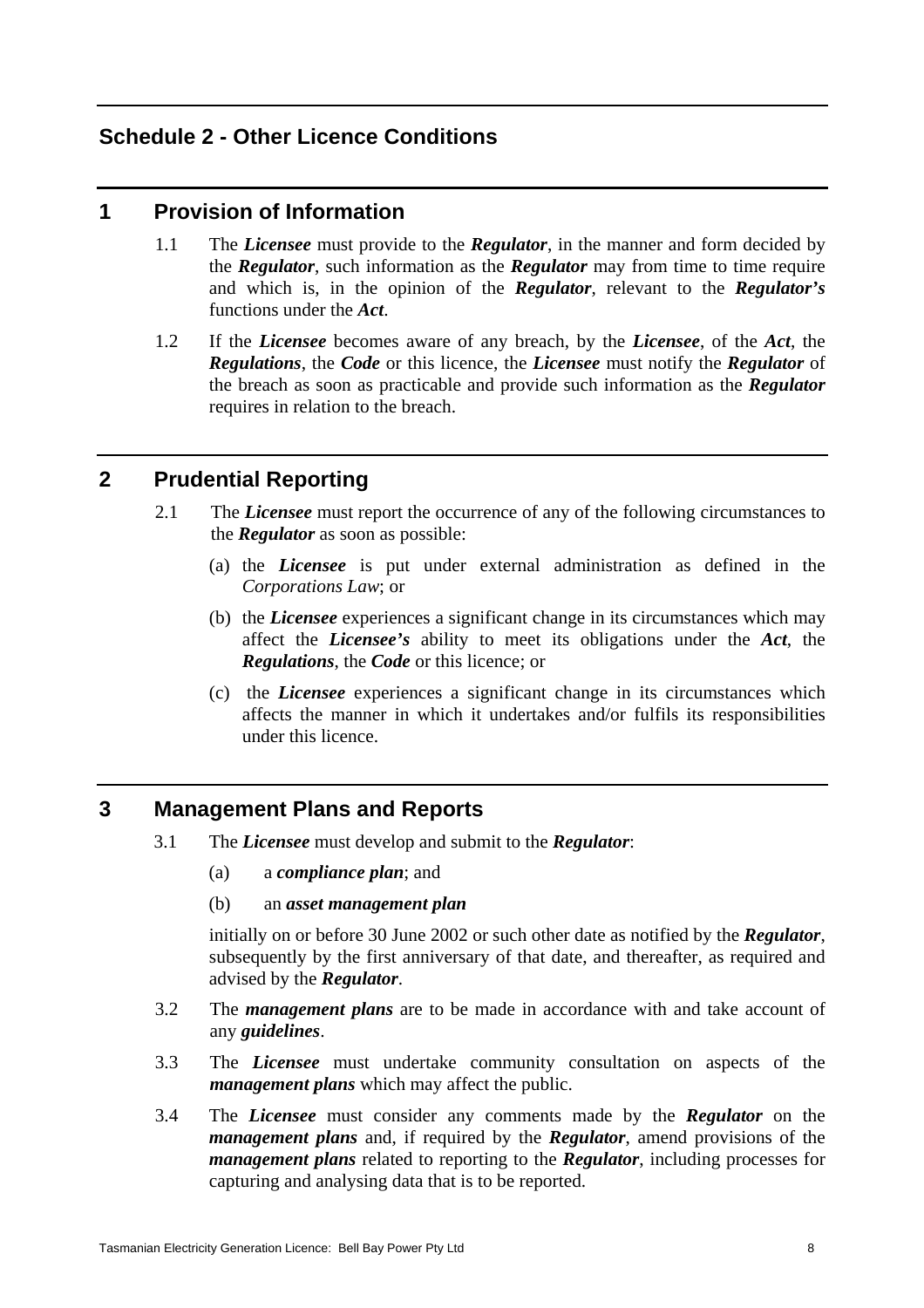## Schedule 2 - Other Licence Conditions

### 1 Provision of Information

1.1 The ***Licensee*** must provide to the ***Regulator***, in the manner and form decided by the ***Regulator***, such information as the ***Regulator*** may from time to time require and which is, in the opinion of the ***Regulator***, relevant to the ***Regulator's*** functions under the ***Act***.

1.2 If the ***Licensee*** becomes aware of any breach, by the ***Licensee***, of the ***Act***, the ***Regulations***, the ***Code*** or this licence, the ***Licensee*** must notify the ***Regulator*** of the breach as soon as practicable and provide such information as the ***Regulator*** requires in relation to the breach.

### 2 Prudential Reporting

2.1 The ***Licensee*** must report the occurrence of any of the following circumstances to the ***Regulator*** as soon as possible:

(a) the ***Licensee*** is put under external administration as defined in the *Corporations Law*; or

(b) the ***Licensee*** experiences a significant change in its circumstances which may affect the ***Licensee's*** ability to meet its obligations under the ***Act***, the ***Regulations***, the ***Code*** or this licence; or

(c) the ***Licensee*** experiences a significant change in its circumstances which affects the manner in which it undertakes and/or fulfils its responsibilities under this licence.

### 3 Management Plans and Reports

3.1 The ***Licensee*** must develop and submit to the ***Regulator***:

(a) a ***compliance plan***; and

(b) an ***asset management plan***

initially on or before 30 June 2002 or such other date as notified by the ***Regulator***, subsequently by the first anniversary of that date, and thereafter, as required and advised by the ***Regulator***.

3.2 The ***management plans*** are to be made in accordance with and take account of any ***guidelines***.

3.3 The ***Licensee*** must undertake community consultation on aspects of the ***management plans*** which may affect the public.

3.4 The ***Licensee*** must consider any comments made by the ***Regulator*** on the ***management plans*** and, if required by the ***Regulator***, amend provisions of the ***management plans*** related to reporting to the ***Regulator***, including processes for capturing and analysing data that is to be reported.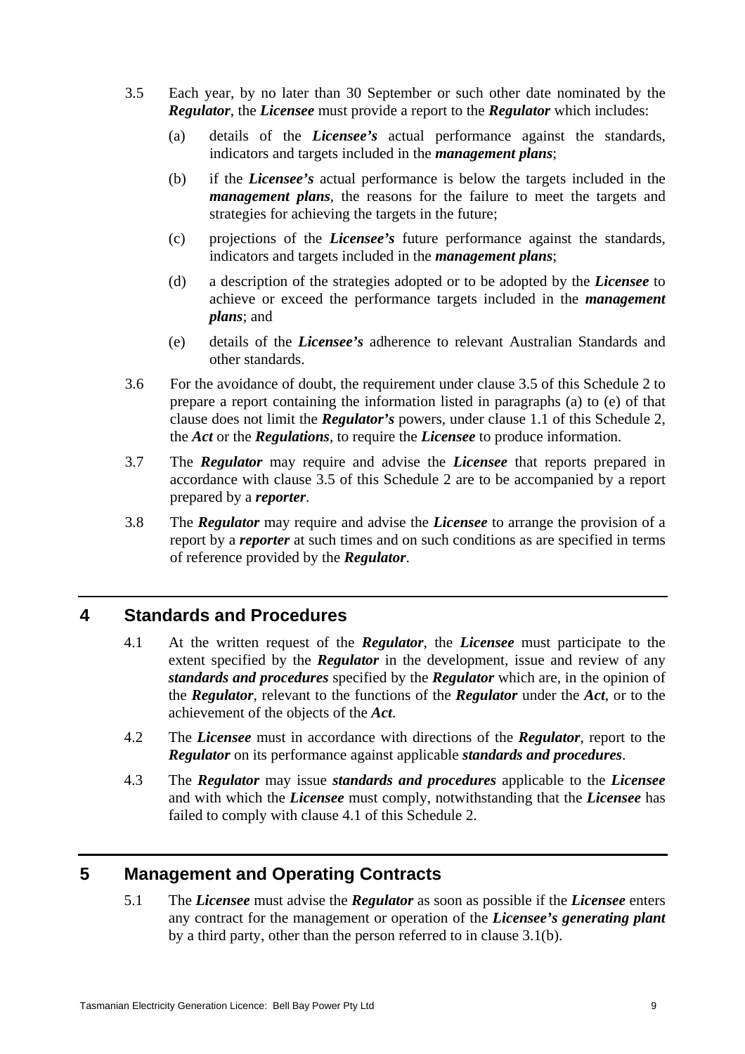3.5 Each year, by no later than 30 September or such other date nominated by the ***Regulator***, the ***Licensee*** must provide a report to the ***Regulator*** which includes:

(a) details of the ***Licensee's*** actual performance against the standards, indicators and targets included in the ***management plans***;

(b) if the ***Licensee's*** actual performance is below the targets included in the ***management plans***, the reasons for the failure to meet the targets and strategies for achieving the targets in the future;

(c) projections of the ***Licensee's*** future performance against the standards, indicators and targets included in the ***management plans***;

(d) a description of the strategies adopted or to be adopted by the ***Licensee*** to achieve or exceed the performance targets included in the ***management plans***; and

(e) details of the ***Licensee's*** adherence to relevant Australian Standards and other standards.

3.6 For the avoidance of doubt, the requirement under clause 3.5 of this Schedule 2 to prepare a report containing the information listed in paragraphs (a) to (e) of that clause does not limit the ***Regulator's*** powers, under clause 1.1 of this Schedule 2, the ***Act*** or the ***Regulations***, to require the ***Licensee*** to produce information.

3.7 The ***Regulator*** may require and advise the ***Licensee*** that reports prepared in accordance with clause 3.5 of this Schedule 2 are to be accompanied by a report prepared by a ***reporter***.

3.8 The ***Regulator*** may require and advise the ***Licensee*** to arrange the provision of a report by a ***reporter*** at such times and on such conditions as are specified in terms of reference provided by the ***Regulator***.

## 4 Standards and Procedures

4.1 At the written request of the ***Regulator***, the ***Licensee*** must participate to the extent specified by the ***Regulator*** in the development, issue and review of any ***standards and procedures*** specified by the ***Regulator*** which are, in the opinion of the ***Regulator***, relevant to the functions of the ***Regulator*** under the ***Act***, or to the achievement of the objects of the ***Act***.

4.2 The ***Licensee*** must in accordance with directions of the ***Regulator***, report to the ***Regulator*** on its performance against applicable ***standards and procedures***.

4.3 The ***Regulator*** may issue ***standards and procedures*** applicable to the ***Licensee*** and with which the ***Licensee*** must comply, notwithstanding that the ***Licensee*** has failed to comply with clause 4.1 of this Schedule 2.

## 5 Management and Operating Contracts

5.1 The ***Licensee*** must advise the ***Regulator*** as soon as possible if the ***Licensee*** enters any contract for the management or operation of the ***Licensee's generating plant*** by a third party, other than the person referred to in clause 3.1(b).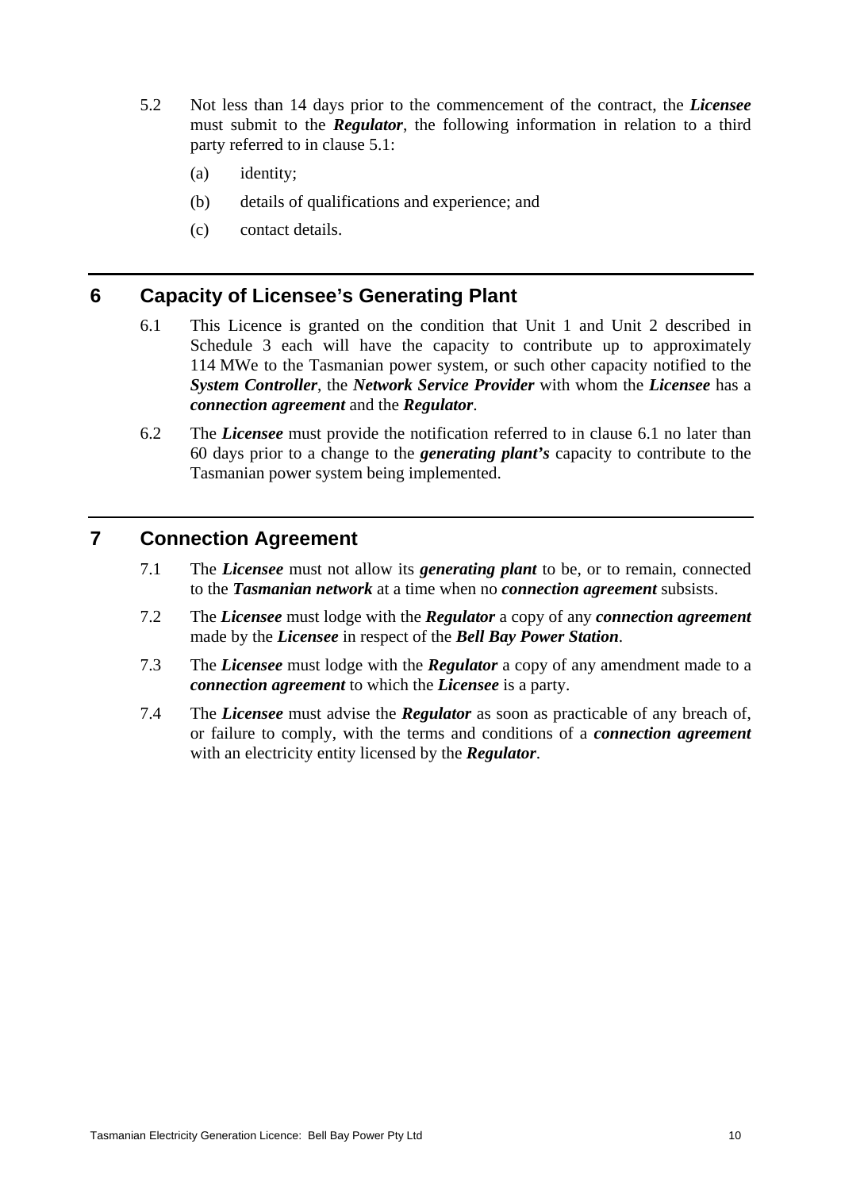5.2 Not less than 14 days prior to the commencement of the contract, the ***Licensee*** must submit to the ***Regulator***, the following information in relation to a third party referred to in clause 5.1:

(a) identity;

(b) details of qualifications and experience; and

(c) contact details.

## 6 Capacity of Licensee's Generating Plant

6.1 This Licence is granted on the condition that Unit 1 and Unit 2 described in Schedule 3 each will have the capacity to contribute up to approximately 114 MWe to the Tasmanian power system, or such other capacity notified to the ***System Controller***, the ***Network Service Provider*** with whom the ***Licensee*** has a ***connection agreement*** and the ***Regulator***.

6.2 The ***Licensee*** must provide the notification referred to in clause 6.1 no later than 60 days prior to a change to the ***generating plant's*** capacity to contribute to the Tasmanian power system being implemented.

## 7 Connection Agreement

7.1 The ***Licensee*** must not allow its ***generating plant*** to be, or to remain, connected to the ***Tasmanian network*** at a time when no ***connection agreement*** subsists.

7.2 The ***Licensee*** must lodge with the ***Regulator*** a copy of any ***connection agreement*** made by the ***Licensee*** in respect of the ***Bell Bay Power Station***.

7.3 The ***Licensee*** must lodge with the ***Regulator*** a copy of any amendment made to a ***connection agreement*** to which the ***Licensee*** is a party.

7.4 The ***Licensee*** must advise the ***Regulator*** as soon as practicable of any breach of, or failure to comply, with the terms and conditions of a ***connection agreement*** with an electricity entity licensed by the ***Regulator***.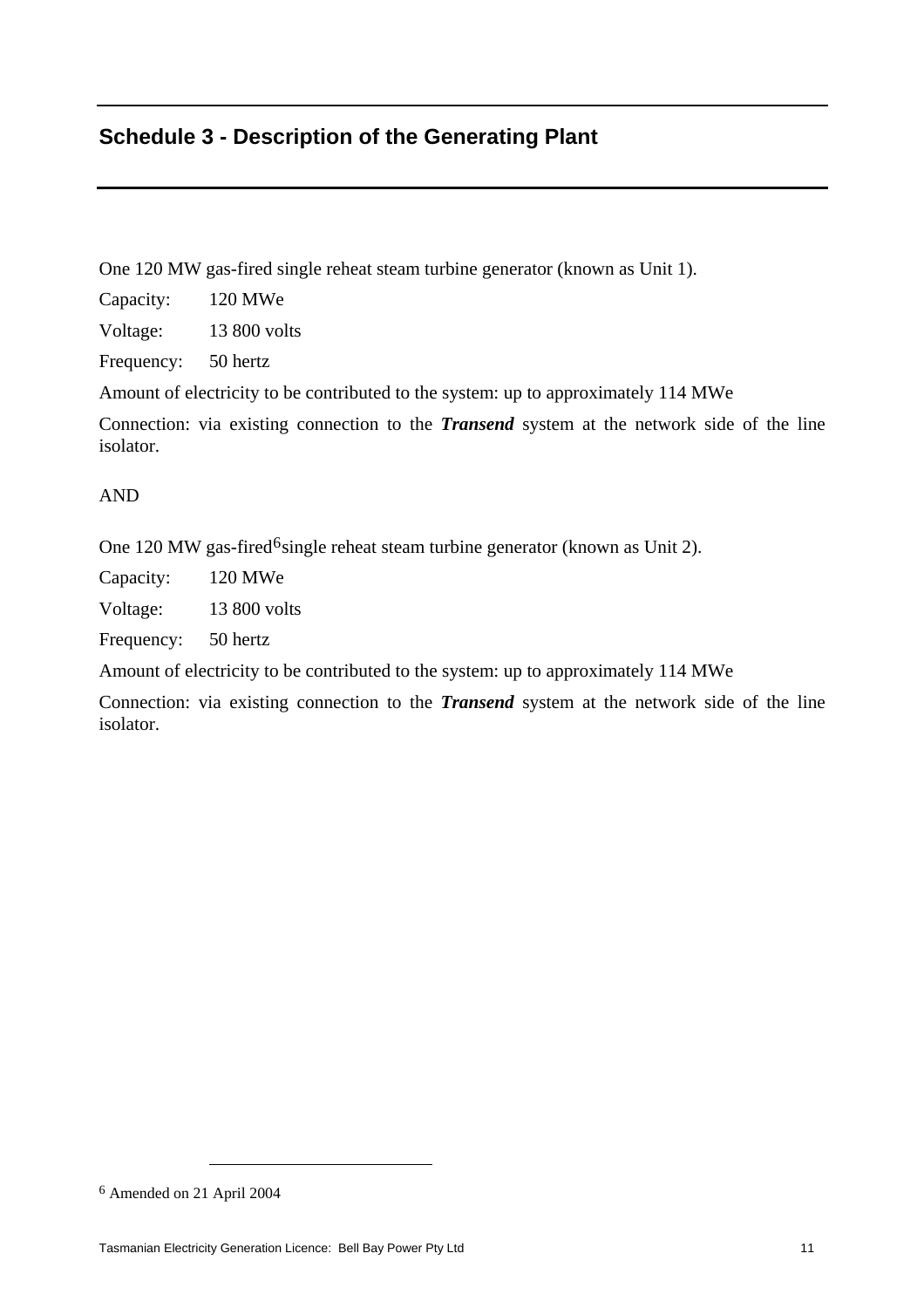## Schedule 3 - Description of the Generating Plant

One 120 MW gas-fired single reheat steam turbine generator (known as Unit 1).

Capacity: 120 MWe

Voltage: 13 800 volts

Frequency: 50 hertz

Amount of electricity to be contributed to the system: up to approximately 114 MWe

Connection: via existing connection to the ***Transend*** system at the network side of the line isolator.

AND

One 120 MW gas-fired[6]single reheat steam turbine generator (known as Unit 2).

Capacity: 120 MWe

Voltage: 13 800 volts

Frequency: 50 hertz

Amount of electricity to be contributed to the system: up to approximately 114 MWe

Connection: via existing connection to the ***Transend*** system at the network side of the line isolator.

---

[6] Amended on 21 April 2004